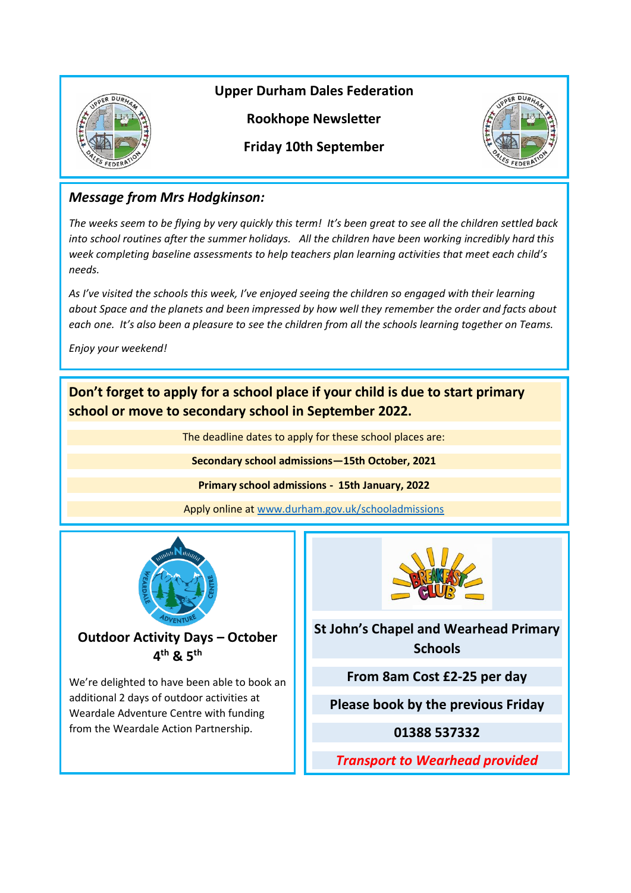# Upper Durham Dales Federation

## Rookhope Newsletter

## Friday 10th September

### *Message from Mrs Hodgkinson:*

*The weeks seem to be flying by very quickly this term! It's been great to see all the children settled back into school routines after the summer holidays. All the children have been working incredibly hard this week completing baseline assessments to help teachers plan learning activities that meet each child's needs.*

*As I've visited the schools this week, I've enjoyed seeing the children so engaged with their learning about Space and the planets and been impressed by how well they remember the order and facts about each one. It's also been a pleasure to see the children from all the schools learning together on Teams.*

*Enjoy your weekend!*

### Don't forget to apply for a school place if your child is due to start primary school or move to secondary school in September 2022.

The deadline dates to apply for these school places are:

**Secondary school admissions—15th October, 2021**

**Primary school admissions - 15th January, 2022**

Apply online at www.durham.gov.uk/schooladmissions

### Outdoor Activity Days – October 4th & 5th

We're delighted to have been able to book an additional 2 days of outdoor activities at Weardale Adventure Centre with funding from the Weardale Action Partnership.

### Breakfast Club

**St John's Chapel and Wearhead Primary Schools**

**From 8am Cost £2-25 per day**

**Please book by the previous Friday**

**01388 537332**

***Transport to Wearhead provided***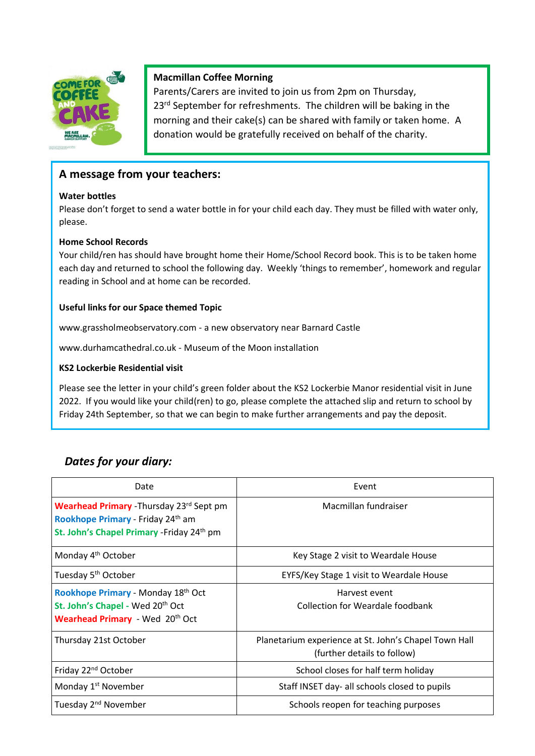### Macmillan Coffee Morning

Parents/Carers are invited to join us from 2pm on Thursday, 23rd September for refreshments. The children will be baking in the morning and their cake(s) can be shared with family or taken home. A donation would be gratefully received on behalf of the charity.

## A message from your teachers:

**Water bottles**

Please don't forget to send a water bottle in for your child each day. They must be filled with water only, please.

**Home School Records**

Your child/ren has should have brought home their Home/School Record book. This is to be taken home each day and returned to school the following day. Weekly 'things to remember', homework and regular reading in School and at home can be recorded.

**Useful links for our Space themed Topic**

www.grassholmeobservatory.com - a new observatory near Barnard Castle

www.durhamcathedral.co.uk - Museum of the Moon installation

**KS2 Lockerbie Residential visit**

Please see the letter in your child's green folder about the KS2 Lockerbie Manor residential visit in June 2022. If you would like your child(ren) to go, please complete the attached slip and return to school by Friday 24th September, so that we can begin to make further arrangements and pay the deposit.

## *Dates for your diary:*

| Date | Event |
|---|---|
| **Wearhead Primary** - Thursday 23rd Sept pm<br>**Rookhope Primary** - Friday 24th am<br>**St. John's Chapel Primary** - Friday 24th pm | Macmillan fundraiser |
| Monday 4th October | Key Stage 2 visit to Weardale House |
| Tuesday 5th October | EYFS/Key Stage 1 visit to Weardale House |
| **Rookhope Primary** - Monday 18th Oct<br>**St. John's Chapel** - Wed 20th Oct<br>**Wearhead Primary** - Wed 20th Oct | Harvest event<br>Collection for Weardale foodbank |
| Thursday 21st October | Planetarium experience at St. John's Chapel Town Hall (further details to follow) |
| Friday 22nd October | School closes for half term holiday |
| Monday 1st November | Staff INSET day- all schools closed to pupils |
| Tuesday 2nd November | Schools reopen for teaching purposes |